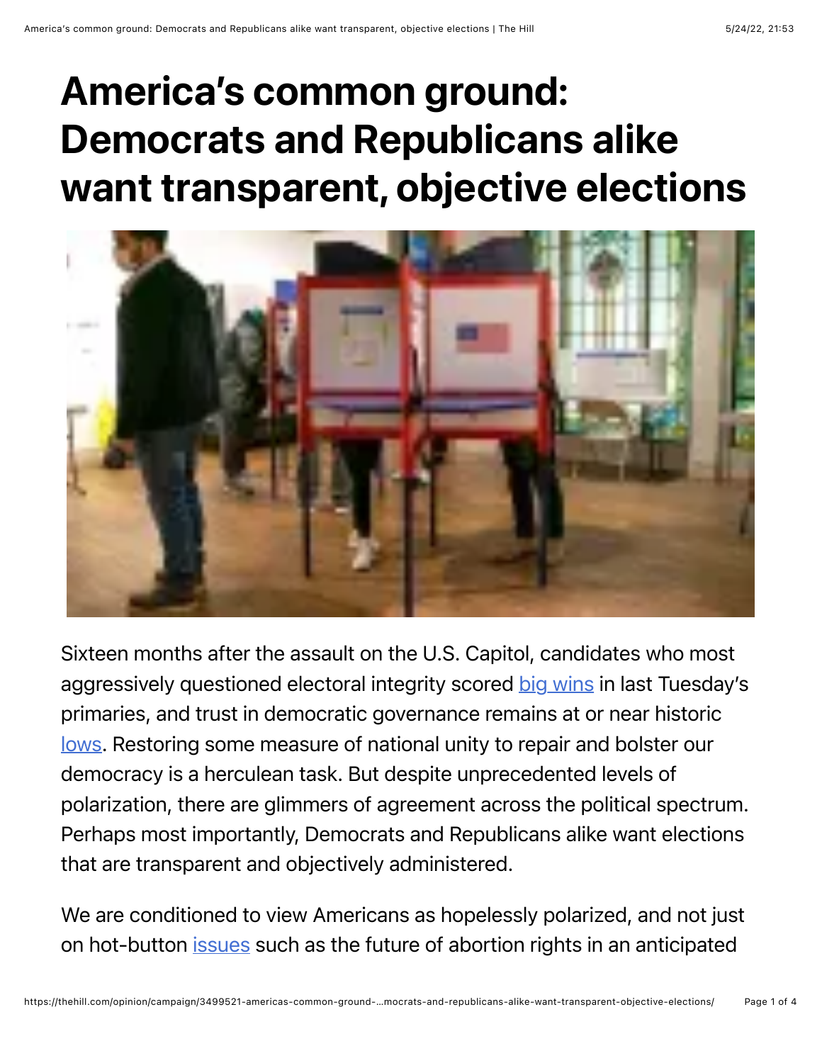# America's common ground: Democrats and Republicans alike want transparent, objective elections

Sixteen months after the assault on the U.S. Capitol, candidates who most aggressively questioned electoral integrity scored big wins in last Tuesday's primaries, and trust in democratic governance remains at or near historic lows. Restoring some measure of national unity to repair and bolster our democracy is a herculean task. But despite unprecedented levels of polarization, there are glimmers of agreement across the political spectrum. Perhaps most importantly, Democrats and Republicans alike want elections that are transparent and objectively administered.

We are conditioned to view Americans as hopelessly polarized, and not just on hot-button issues such as the future of abortion rights in an anticipated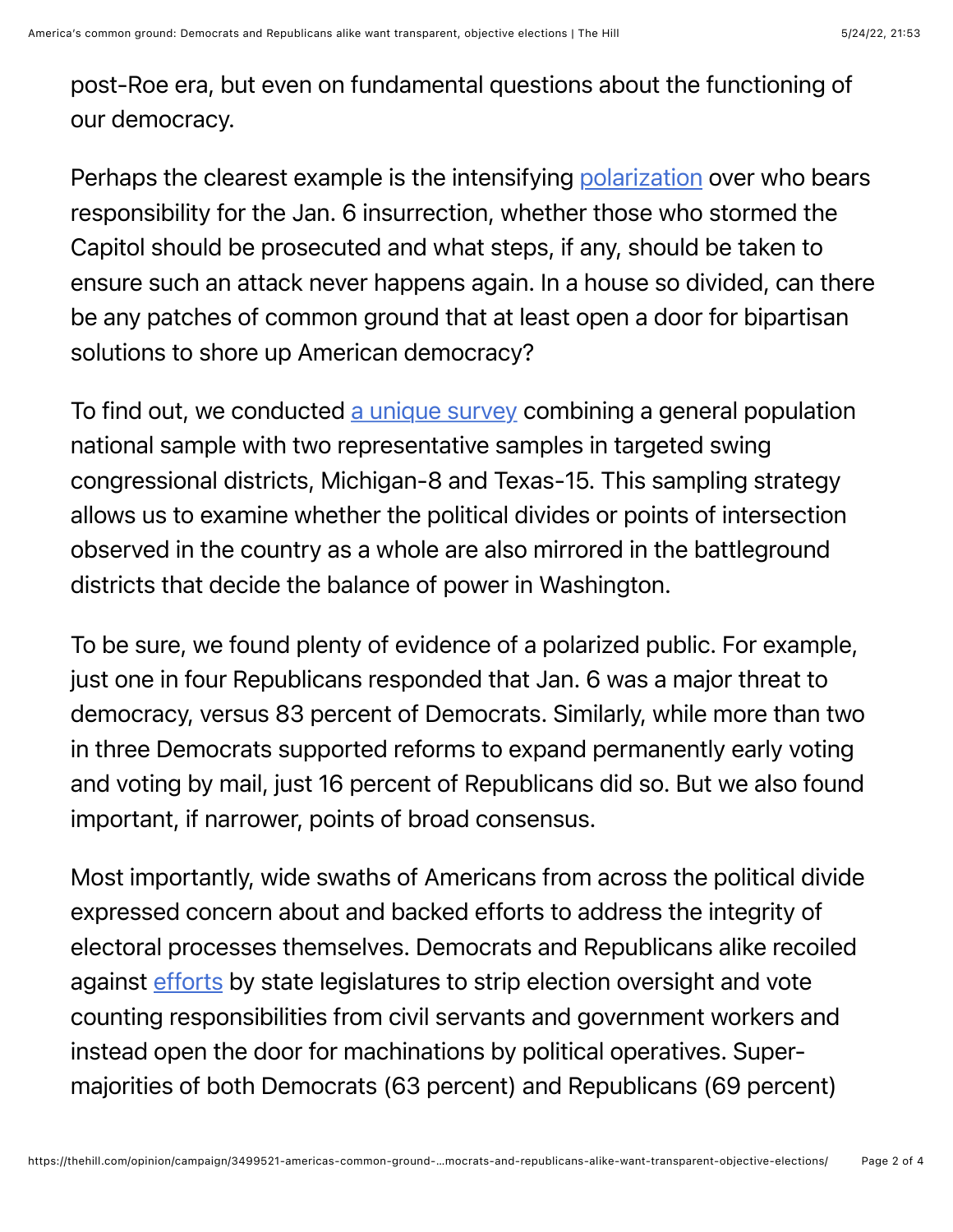post-Roe era, but even on fundamental questions about the functioning of our democracy.

Perhaps the clearest example is the intensifying polarization over who bears responsibility for the Jan. 6 insurrection, whether those who stormed the Capitol should be prosecuted and what steps, if any, should be taken to ensure such an attack never happens again. In a house so divided, can there be any patches of common ground that at least open a door for bipartisan solutions to shore up American democracy?

To find out, we conducted a unique survey combining a general population national sample with two representative samples in targeted swing congressional districts, Michigan-8 and Texas-15. This sampling strategy allows us to examine whether the political divides or points of intersection observed in the country as a whole are also mirrored in the battleground districts that decide the balance of power in Washington.

To be sure, we found plenty of evidence of a polarized public. For example, just one in four Republicans responded that Jan. 6 was a major threat to democracy, versus 83 percent of Democrats. Similarly, while more than two in three Democrats supported reforms to expand permanently early voting and voting by mail, just 16 percent of Republicans did so. But we also found important, if narrower, points of broad consensus.

Most importantly, wide swaths of Americans from across the political divide expressed concern about and backed efforts to address the integrity of electoral processes themselves. Democrats and Republicans alike recoiled against efforts by state legislatures to strip election oversight and vote counting responsibilities from civil servants and government workers and instead open the door for machinations by political operatives. Super-majorities of both Democrats (63 percent) and Republicans (69 percent)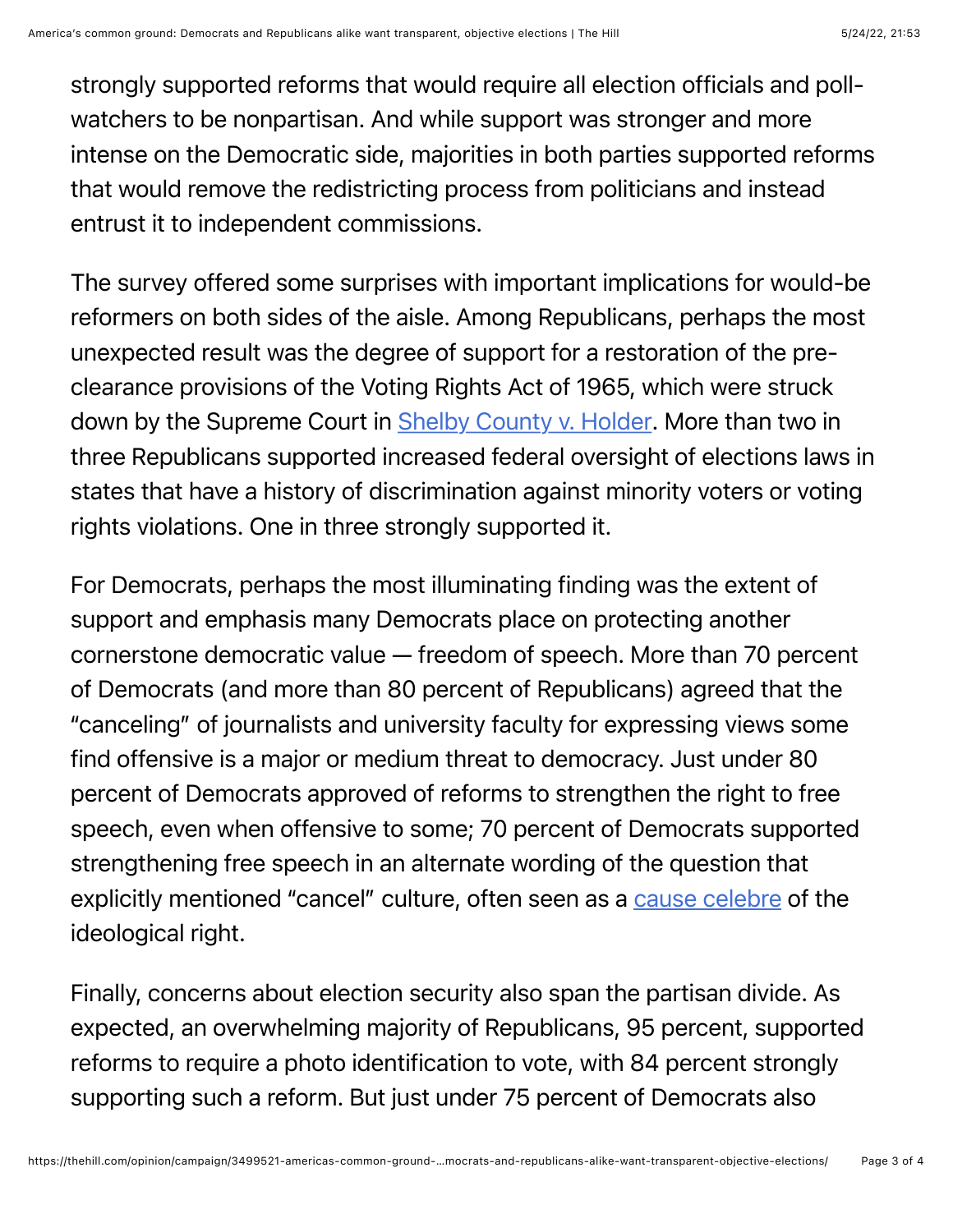strongly supported reforms that would require all election officials and poll-watchers to be nonpartisan. And while support was stronger and more intense on the Democratic side, majorities in both parties supported reforms that would remove the redistricting process from politicians and instead entrust it to independent commissions.

The survey offered some surprises with important implications for would-be reformers on both sides of the aisle. Among Republicans, perhaps the most unexpected result was the degree of support for a restoration of the pre-clearance provisions of the Voting Rights Act of 1965, which were struck down by the Supreme Court in Shelby County v. Holder. More than two in three Republicans supported increased federal oversight of elections laws in states that have a history of discrimination against minority voters or voting rights violations. One in three strongly supported it.

For Democrats, perhaps the most illuminating finding was the extent of support and emphasis many Democrats place on protecting another cornerstone democratic value — freedom of speech. More than 70 percent of Democrats (and more than 80 percent of Republicans) agreed that the "canceling" of journalists and university faculty for expressing views some find offensive is a major or medium threat to democracy. Just under 80 percent of Democrats approved of reforms to strengthen the right to free speech, even when offensive to some; 70 percent of Democrats supported strengthening free speech in an alternate wording of the question that explicitly mentioned "cancel" culture, often seen as a cause celebre of the ideological right.

Finally, concerns about election security also span the partisan divide. As expected, an overwhelming majority of Republicans, 95 percent, supported reforms to require a photo identification to vote, with 84 percent strongly supporting such a reform. But just under 75 percent of Democrats also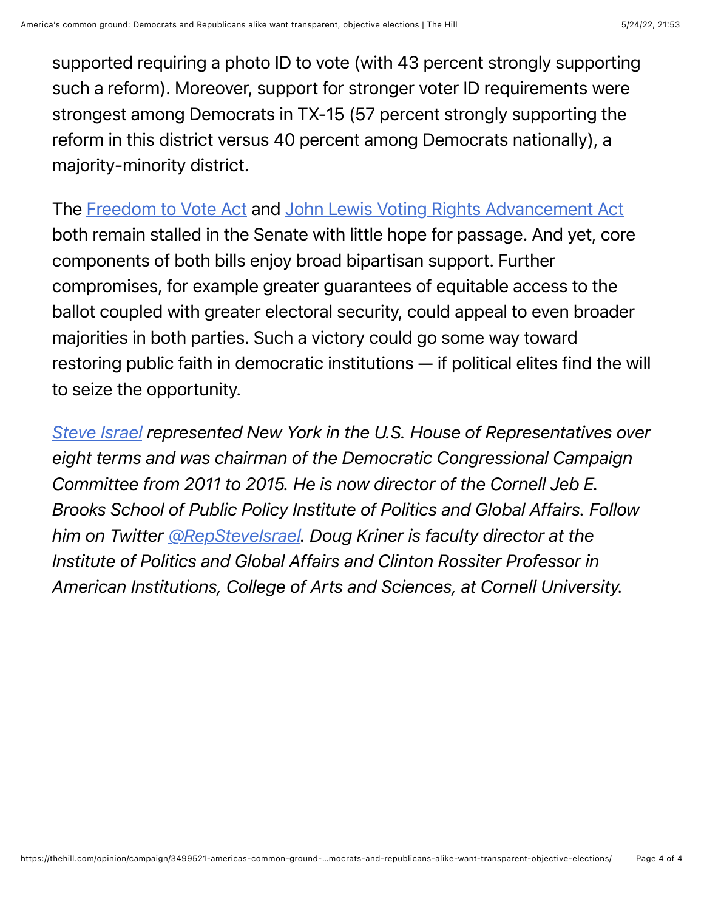supported requiring a photo ID to vote (with 43 percent strongly supporting such a reform). Moreover, support for stronger voter ID requirements were strongest among Democrats in TX-15 (57 percent strongly supporting the reform in this district versus 40 percent among Democrats nationally), a majority-minority district.

The Freedom to Vote Act and John Lewis Voting Rights Advancement Act both remain stalled in the Senate with little hope for passage. And yet, core components of both bills enjoy broad bipartisan support. Further compromises, for example greater guarantees of equitable access to the ballot coupled with greater electoral security, could appeal to even broader majorities in both parties. Such a victory could go some way toward restoring public faith in democratic institutions — if political elites find the will to seize the opportunity.

*Steve Israel represented New York in the U.S. House of Representatives over eight terms and was chairman of the Democratic Congressional Campaign Committee from 2011 to 2015. He is now director of the Cornell Jeb E. Brooks School of Public Policy Institute of Politics and Global Affairs. Follow him on Twitter @RepSteveIsrael. Doug Kriner is faculty director at the Institute of Politics and Global Affairs and Clinton Rossiter Professor in American Institutions, College of Arts and Sciences, at Cornell University.*